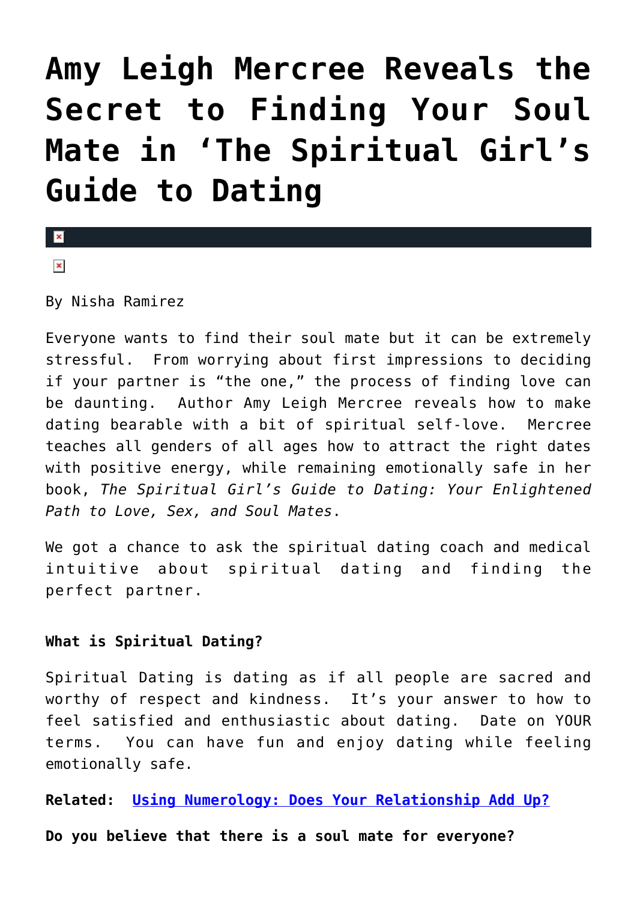# Amy Leigh Mercree Reveals the Secret to Finding Your Soul Mate in 'The Spiritual Girl's Guide to Dating

By Nisha Ramirez

Everyone wants to find their soul mate but it can be extremely stressful. From worrying about first impressions to deciding if your partner is "the one," the process of finding love can be daunting. Author Amy Leigh Mercree reveals how to make dating bearable with a bit of spiritual self-love. Mercree teaches all genders of all ages how to attract the right dates with positive energy, while remaining emotionally safe in her book, *The Spiritual Girl's Guide to Dating: Your Enlightened Path to Love, Sex, and Soul Mates*.

We got a chance to ask the spiritual dating coach and medical intuitive about spiritual dating and finding the perfect partner.

**What is Spiritual Dating?**

Spiritual Dating is dating as if all people are sacred and worthy of respect and kindness. It's your answer to how to feel satisfied and enthusiastic about dating. Date on YOUR terms. You can have fun and enjoy dating while feeling emotionally safe.

**Related:** Using Numerology: Does Your Relationship Add Up?

**Do you believe that there is a soul mate for everyone?**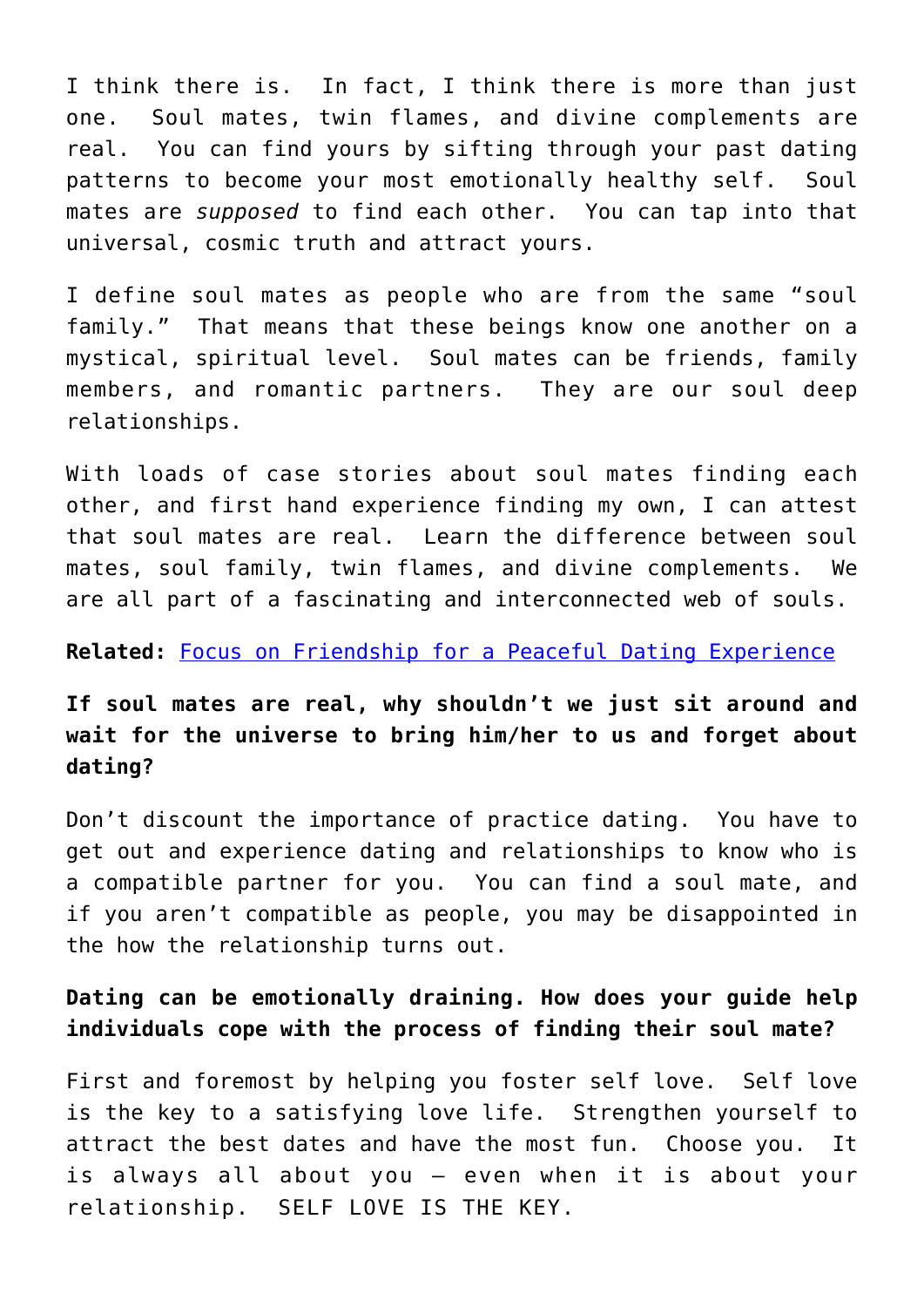I think there is. In fact, I think there is more than just one. Soul mates, twin flames, and divine complements are real. You can find yours by sifting through your past dating patterns to become your most emotionally healthy self. Soul mates are *supposed* to find each other. You can tap into that universal, cosmic truth and attract yours.

I define soul mates as people who are from the same "soul family." That means that these beings know one another on a mystical, spiritual level. Soul mates can be friends, family members, and romantic partners. They are our soul deep relationships.

With loads of case stories about soul mates finding each other, and first hand experience finding my own, I can attest that soul mates are real. Learn the difference between soul mates, soul family, twin flames, and divine complements. We are all part of a fascinating and interconnected web of souls.

**Related:** [Focus on Friendship for a Peaceful Dating Experience]()

**If soul mates are real, why shouldn't we just sit around and wait for the universe to bring him/her to us and forget about dating?**

Don't discount the importance of practice dating. You have to get out and experience dating and relationships to know who is a compatible partner for you. You can find a soul mate, and if you aren't compatible as people, you may be disappointed in the how the relationship turns out.

**Dating can be emotionally draining. How does your guide help individuals cope with the process of finding their soul mate?**

First and foremost by helping you foster self love. Self love is the key to a satisfying love life. Strengthen yourself to attract the best dates and have the most fun. Choose you. It is always all about you – even when it is about your relationship. SELF LOVE IS THE KEY.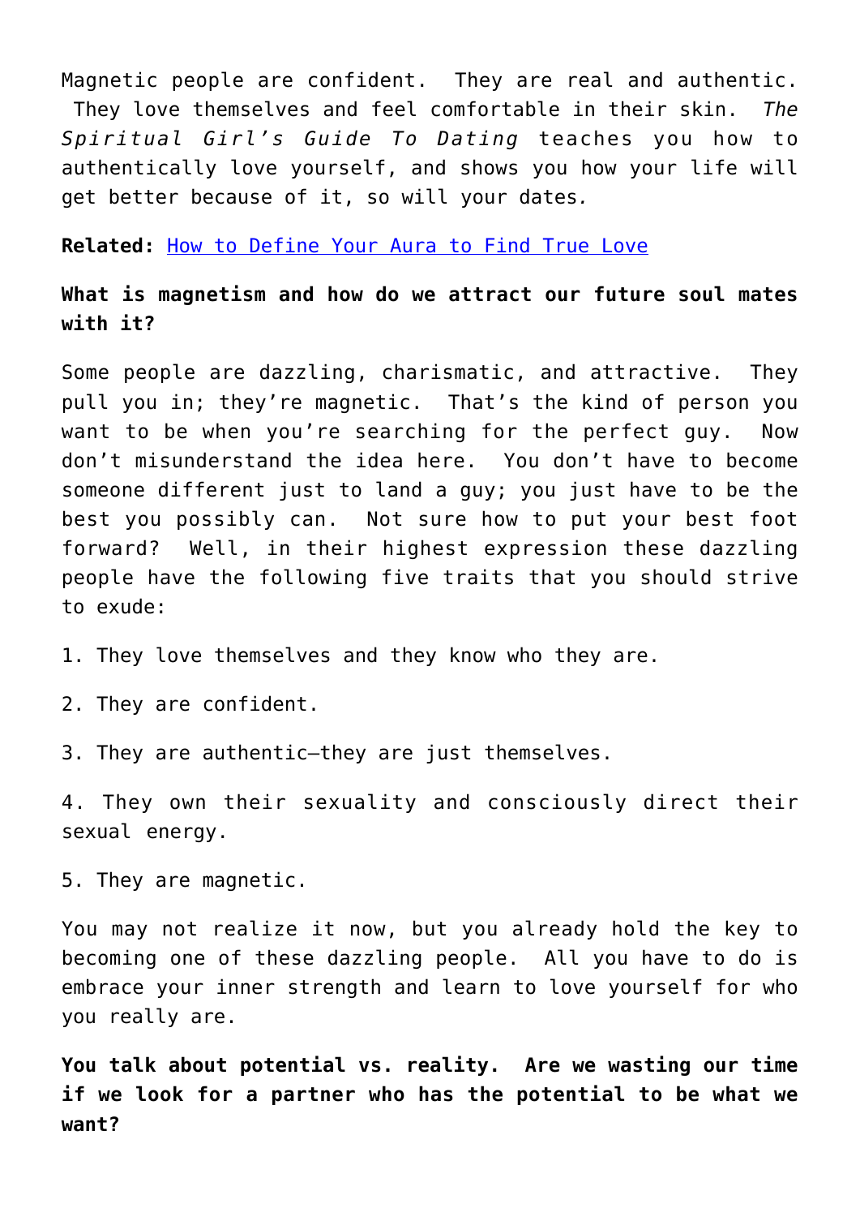Magnetic people are confident. They are real and authentic. They love themselves and feel comfortable in their skin. *The Spiritual Girl's Guide To Dating* teaches you how to authentically love yourself, and shows you how your life will get better because of it, so will your dates*.*

**Related:** How to Define Your Aura to Find True Love

**What is magnetism and how do we attract our future soul mates with it?**

Some people are dazzling, charismatic, and attractive. They pull you in; they're magnetic. That's the kind of person you want to be when you're searching for the perfect guy. Now don't misunderstand the idea here. You don't have to become someone different just to land a guy; you just have to be the best you possibly can. Not sure how to put your best foot forward? Well, in their highest expression these dazzling people have the following five traits that you should strive to exude:

1. They love themselves and they know who they are.

2. They are confident.

3. They are authentic—they are just themselves.

4. They own their sexuality and consciously direct their sexual energy.

5. They are magnetic.

You may not realize it now, but you already hold the key to becoming one of these dazzling people. All you have to do is embrace your inner strength and learn to love yourself for who you really are.

**You talk about potential vs. reality. Are we wasting our time if we look for a partner who has the potential to be what we want?**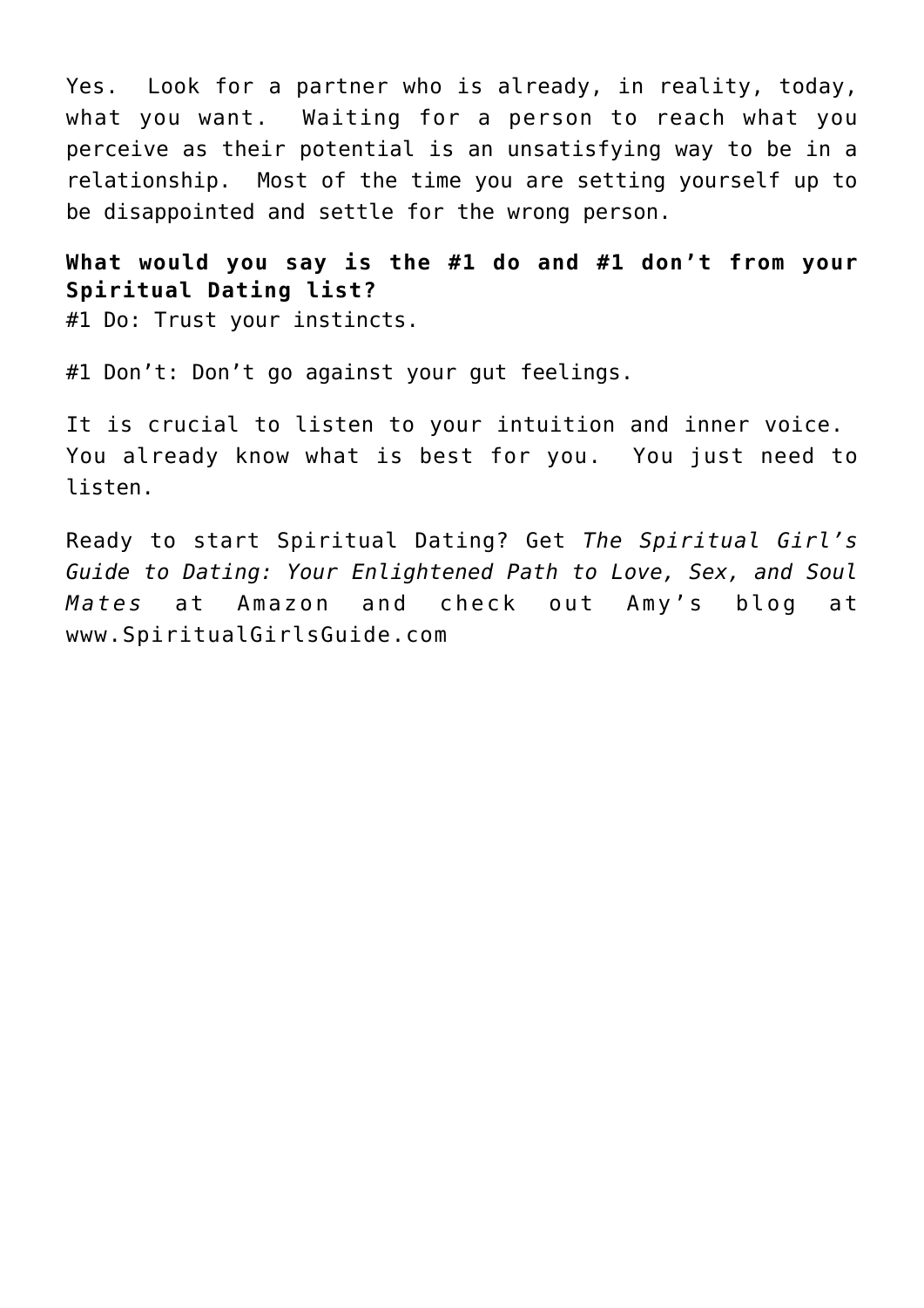Yes. Look for a partner who is already, in reality, today, what you want. Waiting for a person to reach what you perceive as their potential is an unsatisfying way to be in a relationship. Most of the time you are setting yourself up to be disappointed and settle for the wrong person.

**What would you say is the #1 do and #1 don't from your Spiritual Dating list?**
#1 Do: Trust your instincts.

#1 Don't: Don't go against your gut feelings.

It is crucial to listen to your intuition and inner voice. You already know what is best for you. You just need to listen.

Ready to start Spiritual Dating? Get *The Spiritual Girl's Guide to Dating: Your Enlightened Path to Love, Sex, and Soul Mates* at Amazon and check out Amy's blog at www.SpiritualGirlsGuide.com